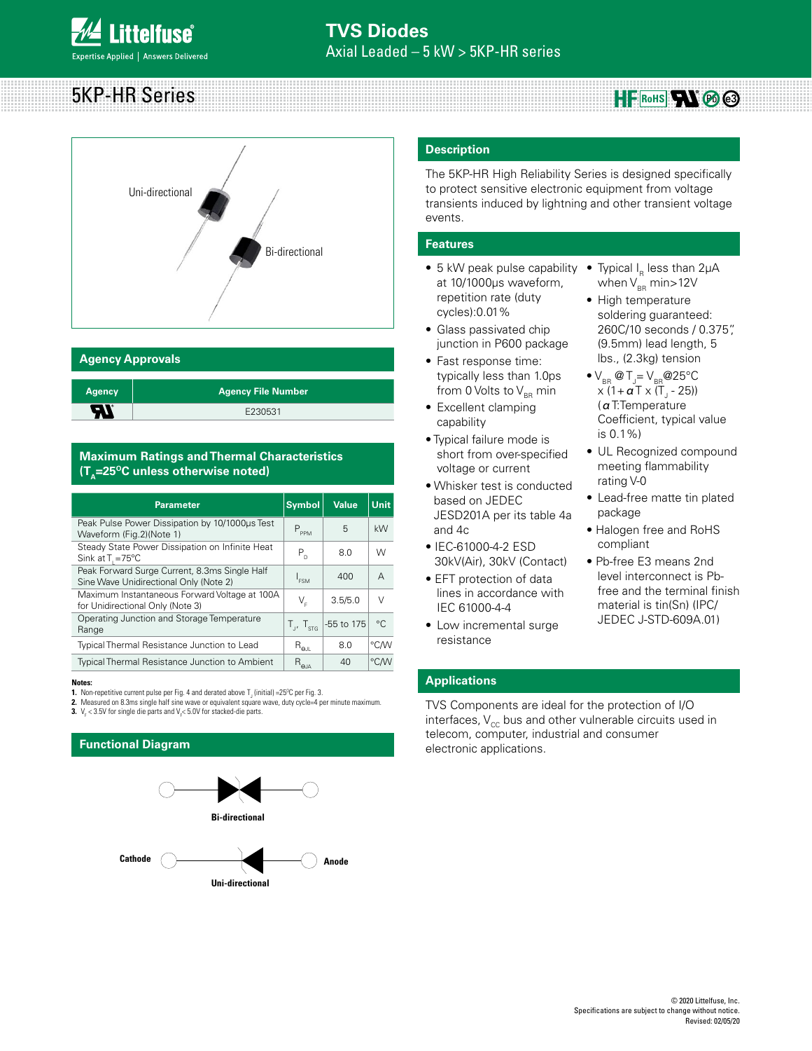# TVS Diodes

Axial Leaded – 5 kW > 5KP-HR series

# 5KP-HR Series

Uni-directional

Bi-directional

## Agency Approvals

| Agency | Agency File Number |
|---|---|
| UL | E230531 |

## Maximum Ratings and Thermal Characteristics ($T_A$=25°C unless otherwise noted)

| Parameter | Symbol | Value | Unit |
|---|---|---|---|
| Peak Pulse Power Dissipation by 10/1000μs Test Waveform (Fig.2)(Note 1) | $P_{PPM}$ | 5 | kW |
| Steady State Power Dissipation on Infinite Heat Sink at $T_L$=75°C | $P_D$ | 8.0 | W |
| Peak Forward Surge Current, 8.3ms Single Half Sine Wave Unidirectional Only (Note 2) | $I_{FSM}$ | 400 | A |
| Maximum Instantaneous Forward Voltage at 100A for Unidirectional Only (Note 3) | $V_F$ | 3.5/5.0 | V |
| Operating Junction and Storage Temperature Range | $T_J$, $T_{STG}$ | -55 to 175 | °C |
| Typical Thermal Resistance Junction to Lead | $R_{\theta JL}$ | 8.0 | °C/W |
| Typical Thermal Resistance Junction to Ambient | $R_{\theta JA}$ | 40 | °C/W |

**Notes:**

1. Non-repetitive current pulse per Fig. 4 and derated above $T_J$ (initial) =25°C per Fig. 3.
2. Measured on 8.3ms single half sine wave or equivalent square wave, duty cycle=4 per minute maximum.
3. $V_F$ < 3.5V for single die parts and $V_F$< 5.0V for stacked-die parts.

## Functional Diagram

Bi-directional

Cathode — Anode

Uni-directional

## Description

The 5KP-HR High Reliability Series is designed specifically to protect sensitive electronic equipment from voltage transients induced by lightning and other transient voltage events.

## Features

- 5 kW peak pulse capability at 10/1000μs waveform, repetition rate (duty cycles):0.01%
- Glass passivated chip junction in P600 package
- Fast response time: typically less than 1.0ps from 0 Volts to $V_{BR}$ min
- Excellent clamping capability
- Typical failure mode is short from over-specified voltage or current
- Whisker test is conducted based on JEDEC JESD201A per its table 4a and 4c
- IEC-61000-4-2 ESD 30kV(Air), 30kV (Contact)
- EFT protection of data lines in accordance with IEC 61000-4-4
- Low incremental surge resistance
- Typical $I_R$ less than 2μA when $V_{BR}$ min>12V
- High temperature soldering guaranteed: 260C/10 seconds / 0.375", (9.5mm) lead length, 5 lbs., (2.3kg) tension
- $V_{BR}$ @$T_J$= $V_{BR}$@25°C x (1+$\alpha$T x ($T_J$ - 25)) ($\alpha$T:Temperature Coefficient, typical value is 0.1%)
- UL Recognized compound meeting flammability rating V-0
- Lead-free matte tin plated package
- Halogen free and RoHS compliant
- Pb-free E3 means 2nd level interconnect is Pb-free and the terminal finish material is tin(Sn) (IPC/JEDEC J-STD-609A.01)

## Applications

TVS Components are ideal for the protection of I/O interfaces, $V_{CC}$ bus and other vulnerable circuits used in telecom, computer, industrial and consumer electronic applications.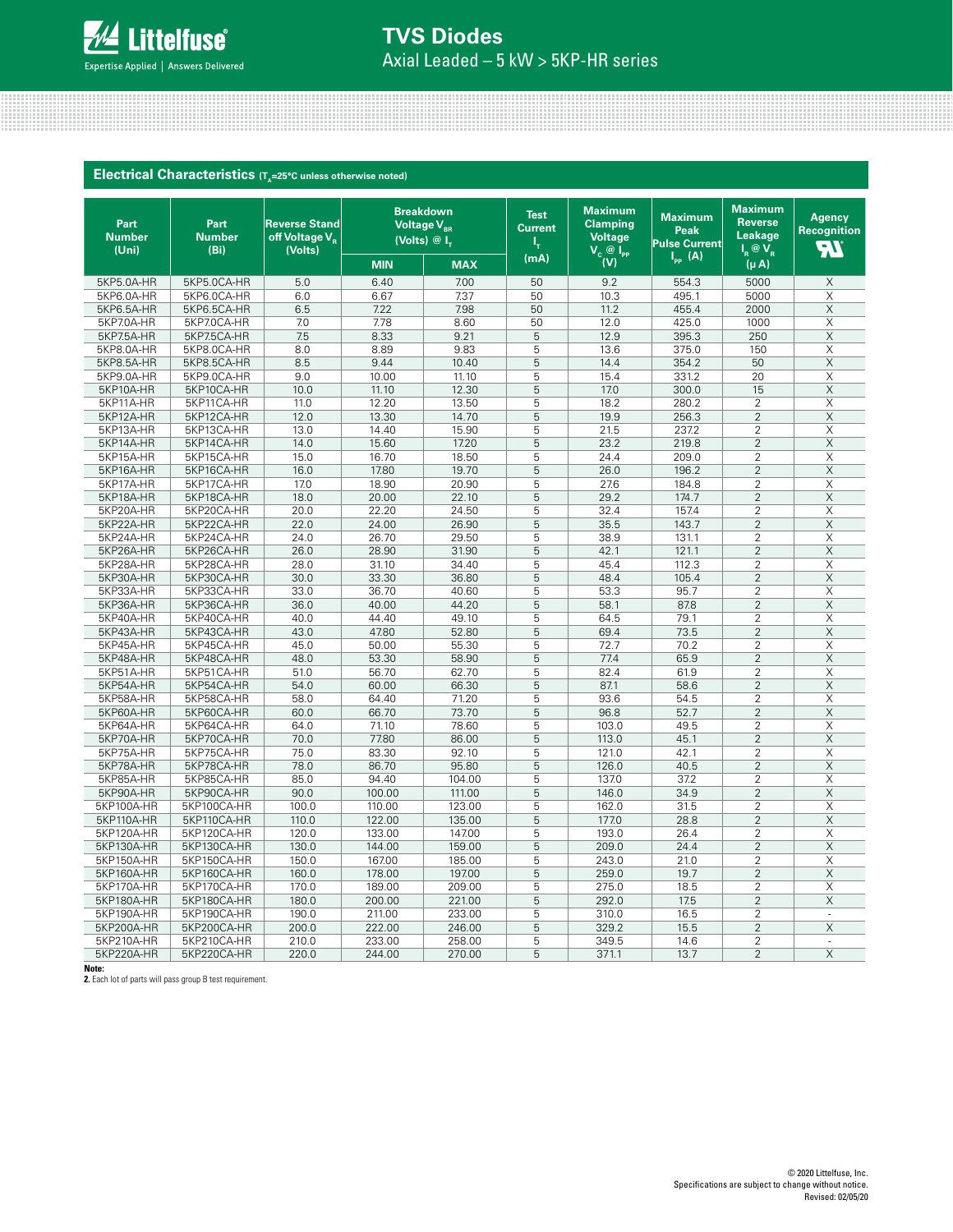## Electrical Characteristics ($T_A$=25°C unless otherwise noted)

| Part Number (Uni) | Part Number (Bi) | Reverse Stand off Voltage $V_R$ (Volts) | Breakdown Voltage $V_{BR}$ (Volts) @ $I_T$ | | Test Current $I_T$ (mA) | Maximum Clamping Voltage $V_C$ @ $I_{PP}$ (V) | Maximum Peak Pulse Current $I_{PP}$ (A) | Maximum Reverse Leakage $I_R$ @ $V_R$ (μA) | Agency Recognition UR |
|---|---|---|---|---|---|---|---|---|---|
| | | | MIN | MAX | | | | | |
| 5KP5.0A-HR | 5KP5.0CA-HR | 5.0 | 6.40 | 7.00 | 50 | 9.2 | 554.3 | 5000 | X |
| 5KP6.0A-HR | 5KP6.0CA-HR | 6.0 | 6.67 | 7.37 | 50 | 10.3 | 495.1 | 5000 | X |
| 5KP6.5A-HR | 5KP6.5CA-HR | 6.5 | 7.22 | 7.98 | 50 | 11.2 | 455.4 | 2000 | X |
| 5KP7.0A-HR | 5KP7.0CA-HR | 7.0 | 7.78 | 8.60 | 50 | 12.0 | 425.0 | 1000 | X |
| 5KP7.5A-HR | 5KP7.5CA-HR | 7.5 | 8.33 | 9.21 | 5 | 12.9 | 395.3 | 250 | X |
| 5KP8.0A-HR | 5KP8.0CA-HR | 8.0 | 8.89 | 9.83 | 5 | 13.6 | 375.0 | 150 | X |
| 5KP8.5A-HR | 5KP8.5CA-HR | 8.5 | 9.44 | 10.40 | 5 | 14.4 | 354.2 | 50 | X |
| 5KP9.0A-HR | 5KP9.0CA-HR | 9.0 | 10.00 | 11.10 | 5 | 15.4 | 331.2 | 20 | X |
| 5KP10A-HR | 5KP10CA-HR | 10.0 | 11.10 | 12.30 | 5 | 17.0 | 300.0 | 15 | X |
| 5KP11A-HR | 5KP11CA-HR | 11.0 | 12.20 | 13.50 | 5 | 18.2 | 280.2 | 2 | X |
| 5KP12A-HR | 5KP12CA-HR | 12.0 | 13.30 | 14.70 | 5 | 19.9 | 256.3 | 2 | X |
| 5KP13A-HR | 5KP13CA-HR | 13.0 | 14.40 | 15.90 | 5 | 21.5 | 237.2 | 2 | X |
| 5KP14A-HR | 5KP14CA-HR | 14.0 | 15.60 | 17.20 | 5 | 23.2 | 219.8 | 2 | X |
| 5KP15A-HR | 5KP15CA-HR | 15.0 | 16.70 | 18.50 | 5 | 24.4 | 209.0 | 2 | X |
| 5KP16A-HR | 5KP16CA-HR | 16.0 | 17.80 | 19.70 | 5 | 26.0 | 196.2 | 2 | X |
| 5KP17A-HR | 5KP17CA-HR | 17.0 | 18.90 | 20.90 | 5 | 27.6 | 184.8 | 2 | X |
| 5KP18A-HR | 5KP18CA-HR | 18.0 | 20.00 | 22.10 | 5 | 29.2 | 174.7 | 2 | X |
| 5KP20A-HR | 5KP20CA-HR | 20.0 | 22.20 | 24.50 | 5 | 32.4 | 157.4 | 2 | X |
| 5KP22A-HR | 5KP22CA-HR | 22.0 | 24.00 | 26.90 | 5 | 35.5 | 143.7 | 2 | X |
| 5KP24A-HR | 5KP24CA-HR | 24.0 | 26.70 | 29.50 | 5 | 38.9 | 131.1 | 2 | X |
| 5KP26A-HR | 5KP26CA-HR | 26.0 | 28.90 | 31.90 | 5 | 42.1 | 121.1 | 2 | X |
| 5KP28A-HR | 5KP28CA-HR | 28.0 | 31.10 | 34.40 | 5 | 45.4 | 112.3 | 2 | X |
| 5KP30A-HR | 5KP30CA-HR | 30.0 | 33.30 | 36.80 | 5 | 48.4 | 105.4 | 2 | X |
| 5KP33A-HR | 5KP33CA-HR | 33.0 | 36.70 | 40.60 | 5 | 53.3 | 95.7 | 2 | X |
| 5KP36A-HR | 5KP36CA-HR | 36.0 | 40.00 | 44.20 | 5 | 58.1 | 87.8 | 2 | X |
| 5KP40A-HR | 5KP40CA-HR | 40.0 | 44.40 | 49.10 | 5 | 64.5 | 79.1 | 2 | X |
| 5KP43A-HR | 5KP43CA-HR | 43.0 | 47.80 | 52.80 | 5 | 69.4 | 73.5 | 2 | X |
| 5KP45A-HR | 5KP45CA-HR | 45.0 | 50.00 | 55.30 | 5 | 72.7 | 70.2 | 2 | X |
| 5KP48A-HR | 5KP48CA-HR | 48.0 | 53.30 | 58.90 | 5 | 77.4 | 65.9 | 2 | X |
| 5KP51A-HR | 5KP51CA-HR | 51.0 | 56.70 | 62.70 | 5 | 82.4 | 61.9 | 2 | X |
| 5KP54A-HR | 5KP54CA-HR | 54.0 | 60.00 | 66.30 | 5 | 87.1 | 58.6 | 2 | X |
| 5KP58A-HR | 5KP58CA-HR | 58.0 | 64.40 | 71.20 | 5 | 93.6 | 54.5 | 2 | X |
| 5KP60A-HR | 5KP60CA-HR | 60.0 | 66.70 | 73.70 | 5 | 96.8 | 52.7 | 2 | X |
| 5KP64A-HR | 5KP64CA-HR | 64.0 | 71.10 | 78.60 | 5 | 103.0 | 49.5 | 2 | X |
| 5KP70A-HR | 5KP70CA-HR | 70.0 | 77.80 | 86.00 | 5 | 113.0 | 45.1 | 2 | X |
| 5KP75A-HR | 5KP75CA-HR | 75.0 | 83.30 | 92.10 | 5 | 121.0 | 42.1 | 2 | X |
| 5KP78A-HR | 5KP78CA-HR | 78.0 | 86.70 | 95.80 | 5 | 126.0 | 40.5 | 2 | X |
| 5KP85A-HR | 5KP85CA-HR | 85.0 | 94.40 | 104.00 | 5 | 137.0 | 37.2 | 2 | X |
| 5KP90A-HR | 5KP90CA-HR | 90.0 | 100.00 | 111.00 | 5 | 146.0 | 34.9 | 2 | X |
| 5KP100A-HR | 5KP100CA-HR | 100.0 | 110.00 | 123.00 | 5 | 162.0 | 31.5 | 2 | X |
| 5KP110A-HR | 5KP110CA-HR | 110.0 | 122.00 | 135.00 | 5 | 177.0 | 28.8 | 2 | X |
| 5KP120A-HR | 5KP120CA-HR | 120.0 | 133.00 | 147.00 | 5 | 193.0 | 26.4 | 2 | X |
| 5KP130A-HR | 5KP130CA-HR | 130.0 | 144.00 | 159.00 | 5 | 209.0 | 24.4 | 2 | X |
| 5KP150A-HR | 5KP150CA-HR | 150.0 | 167.00 | 185.00 | 5 | 243.0 | 21.0 | 2 | X |
| 5KP160A-HR | 5KP160CA-HR | 160.0 | 178.00 | 197.00 | 5 | 259.0 | 19.7 | 2 | X |
| 5KP170A-HR | 5KP170CA-HR | 170.0 | 189.00 | 209.00 | 5 | 275.0 | 18.5 | 2 | X |
| 5KP180A-HR | 5KP180CA-HR | 180.0 | 200.00 | 221.00 | 5 | 292.0 | 17.5 | 2 | X |
| 5KP190A-HR | 5KP190CA-HR | 190.0 | 211.00 | 233.00 | 5 | 310.0 | 16.5 | 2 | - |
| 5KP200A-HR | 5KP200CA-HR | 200.0 | 222.00 | 246.00 | 5 | 329.2 | 15.5 | 2 | X |
| 5KP210A-HR | 5KP210CA-HR | 210.0 | 233.00 | 258.00 | 5 | 349.5 | 14.6 | 2 | - |
| 5KP220A-HR | 5KP220CA-HR | 220.0 | 244.00 | 270.00 | 5 | 371.1 | 13.7 | 2 | X |

**Note:**
**2.** Each lot of parts will pass group B test requirement.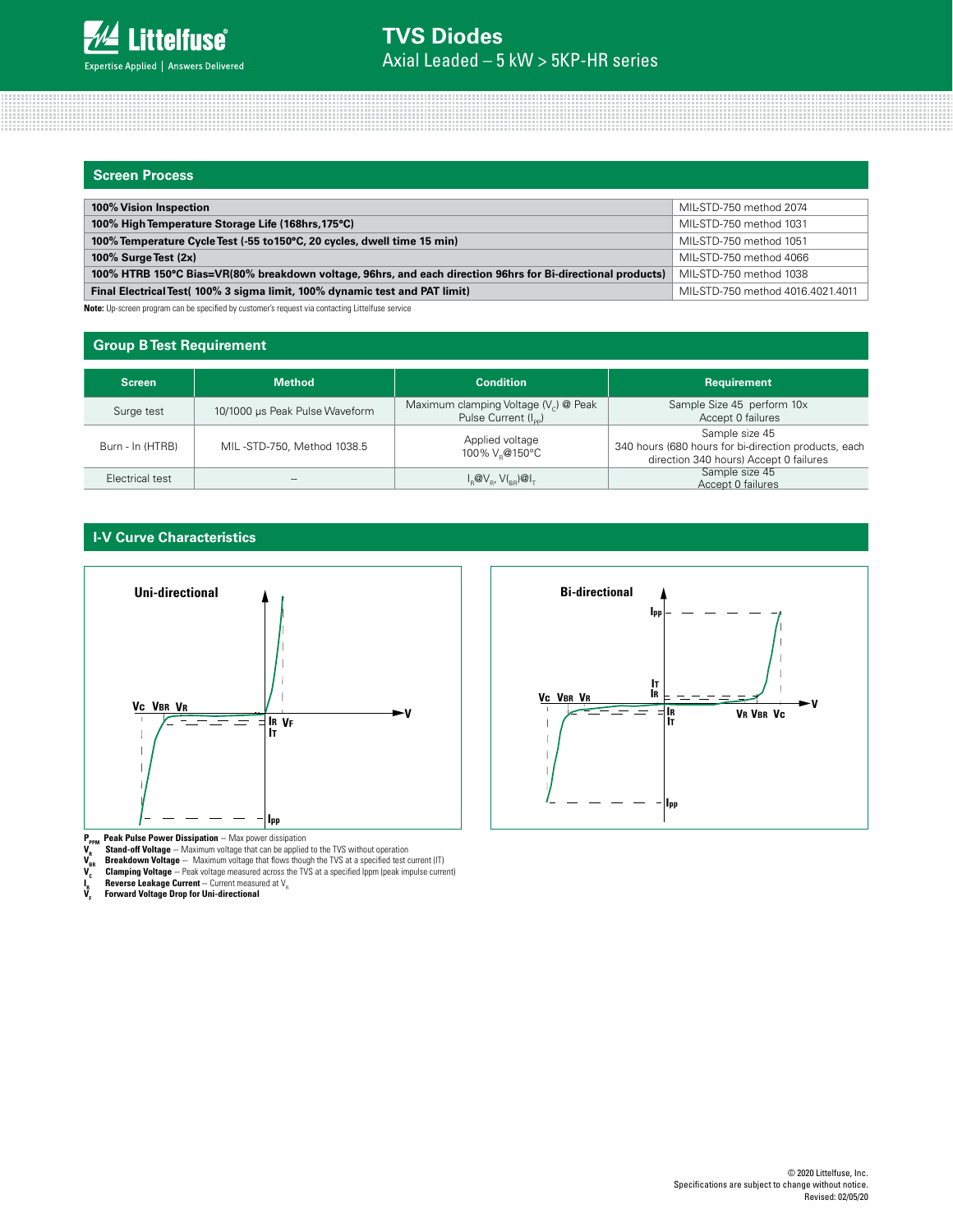## Screen Process

| | |
|---|---|
| **100% Vision Inspection** | MIL-STD-750 method 2074 |
| **100% High Temperature Storage Life (168hrs,175°C)** | MIL-STD-750 method 1031 |
| **100% Temperature Cycle Test (-55 to150°C, 20 cycles, dwell time 15 min)** | MIL-STD-750 method 1051 |
| **100% Surge Test (2x)** | MIL-STD-750 method 4066 |
| **100% HTRB 150°C Bias=VR(80% breakdown voltage, 96hrs, and each direction 96hrs for Bi-directional products)** | MIL-STD-750 method 1038 |
| **Final Electrical Test( 100% 3 sigma limit, 100% dynamic test and PAT limit)** | MIL-STD-750 method 4016.4021.4011 |

**Note:** Up-screen program can be specified by customer's request via contacting Littelfuse service

## Group B Test Requirement

| Screen | Method | Condition | Requirement |
|---|---|---|---|
| Surge test | 10/1000 μs Peak Pulse Waveform | Maximum clamping Voltage ($V_C$) @ Peak Pulse Current ($I_{PP}$) | Sample Size 45 perform 10x Accept 0 failures |
| Burn - In (HTRB) | MIL -STD-750, Method 1038.5 | Applied voltage 100% $V_R$@150°C | Sample size 45 340 hours (680 hours for bi-direction products, each direction 340 hours) Accept 0 failures |
| Electrical test | -- | $I_R$@$V_R$, $V_{(BR)}$@$I_T$ | Sample size 45 Accept 0 failures |

## I-V Curve Characteristics

**Uni-directional**

**Bi-directional**

**$P_{PPM}$ Peak Pulse Power Dissipation** -- Max power dissipation
**$V_R$ Stand-off Voltage** -- Maximum voltage that can be applied to the TVS without operation
**$V_{BR}$ Breakdown Voltage** -- Maximum voltage that flows though the TVS at a specified test current (IT)
**$V_C$ Clamping Voltage** -- Peak voltage measured across the TVS at a specified Ippm (peak impulse current)
**$I_R$ Reverse Leakage Current** -- Current measured at $V_R$
**$V_F$ Forward Voltage Drop for Uni-directional**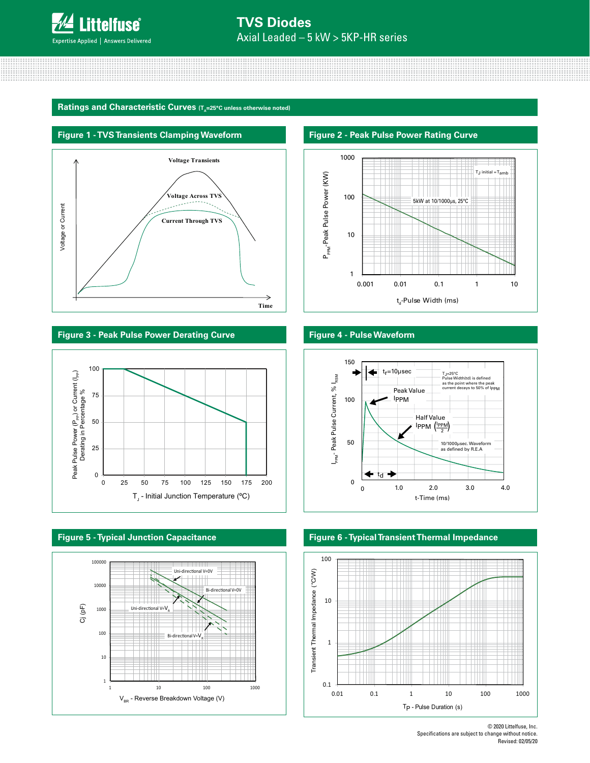## Ratings and Characteristic Curves ($T_A$=25°C unless otherwise noted)

### Figure 1 - TVS Transients Clamping Waveform

Voltage Transients

Voltage Across TVS

Current Through TVS

Voltage or Current

Time

### Figure 2 - Peak Pulse Power Rating Curve

$T_J$ initial = $T_{amb}$

5kW at 10/1000μs, 25°C

$P_{PPM}$-Peak Pulse Power (KW)

$t_d$-Pulse Width (ms)

### Figure 3 - Peak Pulse Power Derating Curve

Peak Pulse Power ($P_{PP}$) or Current ($I_{PP}$) Derating in Percentage %

$T_J$ - Initial Junction Temperature (ºC)

### Figure 4 - Pulse Waveform

$t_r$=10μsec

$T_J$=25°C
Pulse Width(td) is defined as the point where the peak current decays to 50% of $I_{PPM}$

Peak Value $I_{PPM}$

Half Value $I_{PPM}$ $\left(\frac{I_{PPM}}{2}\right)$

10/1000μsec. Waveform as defined by R.E.A

$t_d$

$I_{PPM}$- Peak Pulse Current, % $I_{RSM}$

t-Time (ms)

### Figure 5 - Typical Junction Capacitance

Uni-directional V=0V

Bi-directional V=0V

Uni-directional V=$V_R$

Bi-directional V=$V_R$

Cj (pF)

$V_{BR}$ - Reverse Breakdown Voltage (V)

### Figure 6 - Typical Transient Thermal Impedance

Transient Thermal Impedance (°C/W)

$T_P$ - Pulse Duration (s)

© 2020 Littelfuse, Inc.
Specifications are subject to change without notice.
Revised: 02/05/20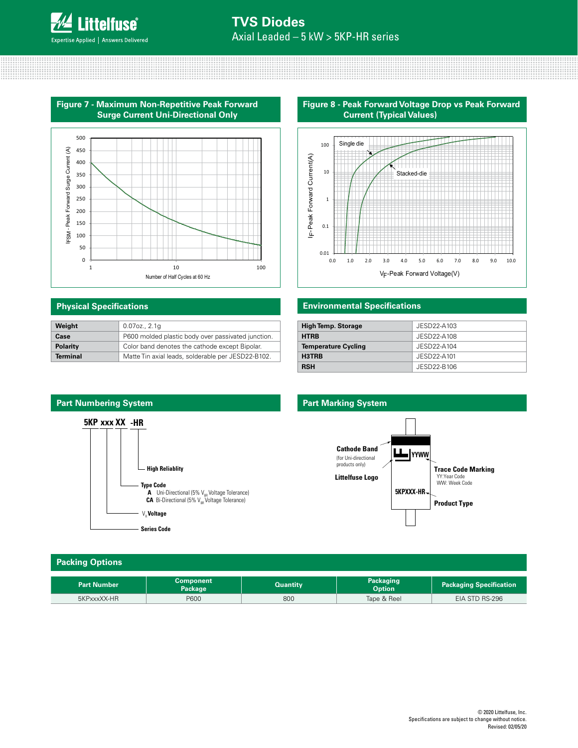## Figure 7 - Maximum Non-Repetitive Peak Forward Surge Current Uni-Directional Only

## Figure 8 - Peak Forward Voltage Drop vs Peak Forward Current (Typical Values)

## Physical Specifications

| | |
|---|---|
| **Weight** | 0.07oz., 2.1g |
| **Case** | P600 molded plastic body over passivated junction. |
| **Polarity** | Color band denotes the cathode except Bipolar. |
| **Terminal** | Matte Tin axial leads, solderable per JESD22-B102. |

## Environmental Specifications

| | |
|---|---|
| **High Temp. Storage** | JESD22-A103 |
| **HTRB** | JESD22-A108 |
| **Temperature Cycling** | JESD22-A104 |
| **H3TRB** | JESD22-A101 |
| **RSH** | JESD22-B106 |

## Part Numbering System

**5KP xxx XX -HR**

- **-HR**: High Reliablity
- **XX**: Type Code
  - **A** Uni-Directional (5% $V_{BR}$ Voltage Tolerance)
  - **CA** Bi-Directional (5% $V_{BR}$ Voltage Tolerance)
- **xxx**: $V_R$ Voltage
- **5KP**: Series Code

## Part Marking System

- **Cathode Band** (for Uni-directional products only)
- **Littelfuse Logo**
- **Trace Code Marking** (YYWW) — YY:Year Code, WW: Week Code
- **Product Type** (5KPXXX-HR)

## Packing Options

| Part Number | Component Package | Quantity | Packaging Option | Packaging Specification |
|---|---|---|---|---|
| 5KPxxxXX-HR | P600 | 800 | Tape & Reel | EIA STD RS-296 |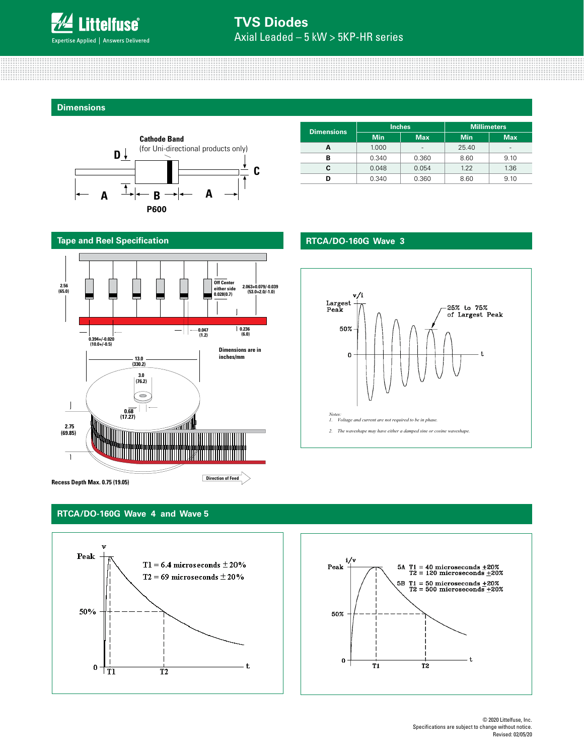## Dimensions

Cathode Band
(for Uni-directional products only)

P600

| Dimensions | Inches | | Millimeters | |
|---|---|---|---|---|
| | Min | Max | Min | Max |
| A | 1.000 | - | 25.40 | - |
| B | 0.340 | 0.360 | 8.60 | 9.10 |
| C | 0.048 | 0.054 | 1.22 | 1.36 |
| D | 0.340 | 0.360 | 8.60 | 9.10 |

## Tape and Reel Specification

2.56 (65.0)

Off Center either side 0.028(0.7)

2.063+0.079/-0.039 (53.0+2.0/-1.0)

0.047 (1.2)

0.236 (6.0)

0.394+/-0.020 (10.0+/-0.5)

Dimensions are in inches/mm

13.0 (330.2)

3.0 (76.2)

0.68 (17.27)

2.75 (69.85)

Recess Depth Max. 0.75 (19.05)

Direction of Feed

## RTCA/DO-160G Wave 3

Largest Peak

25% to 75% of Largest Peak

Notes:

1. Voltage and current are not required to be in phase.
2. The waveshape may have either a damped sine or cosine waveshape.

## RTCA/DO-160G Wave 4 and Wave 5

T1 = 6.4 microseconds ± 20%
T2 = 69 microseconds ± 20%

5A T1 = 40 microseconds ±20%
T2 = 120 microseconds ±20%

5B T1 = 50 microseconds ±20%
T2 = 500 microseconds ±20%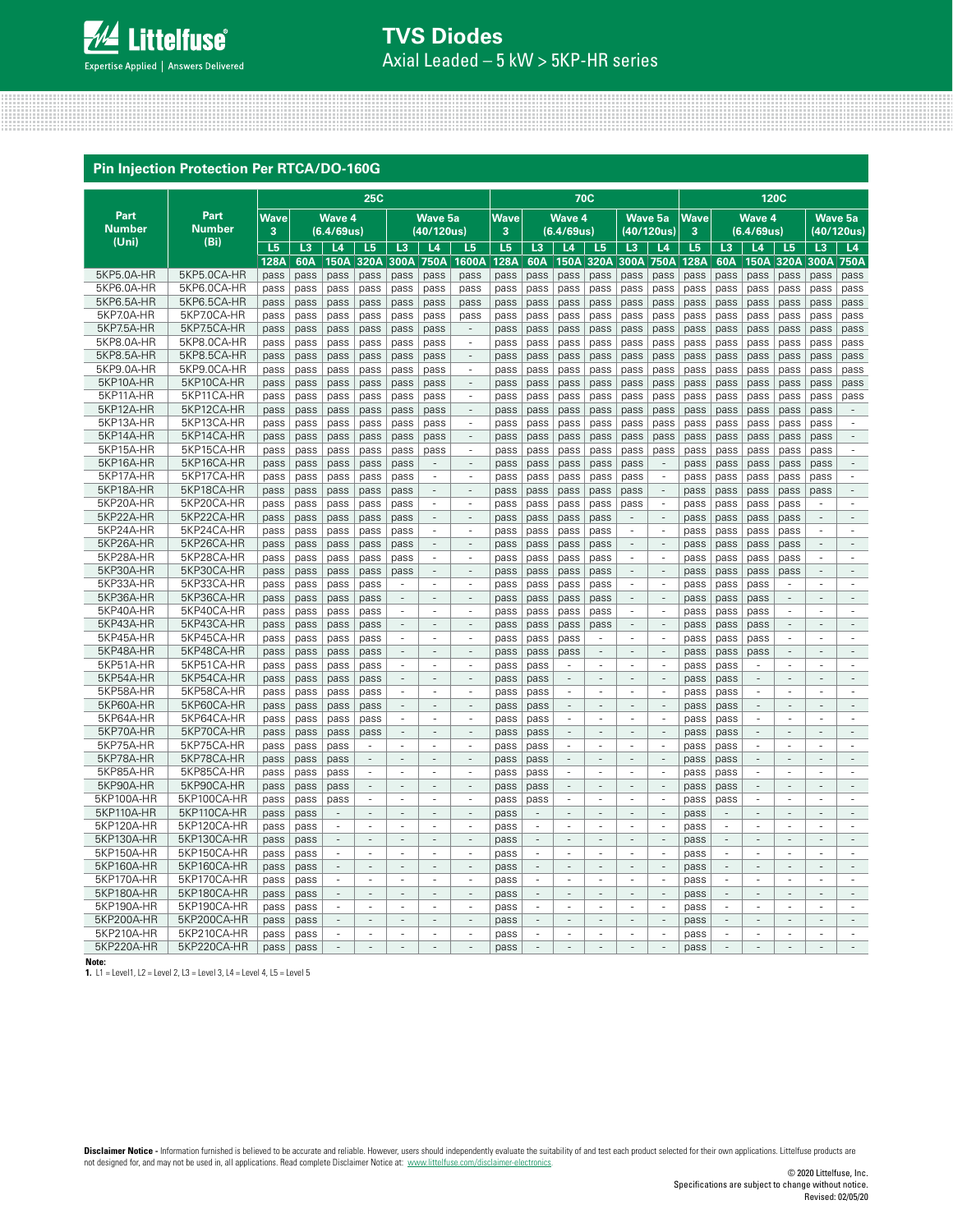## Pin Injection Protection Per RTCA/DO-160G

| Part Number (Uni) | Part Number (Bi) | 25C | | | | | | | 70C | | | | | | 120C | | | | | |
|---|---|---|---|---|---|---|---|---|---|---|---|---|---|---|---|---|---|---|---|---|
| | | Wave 3 | Wave 4 (6.4/69us) | | | Wave 5a (40/120us) | | | Wave 3 | Wave 4 (6.4/69us) | | | Wave 5a (40/120us) | | Wave 3 | Wave 4 (6.4/69us) | | | Wave 5a (40/120us) | |
| | | L5 | L3 | L4 | L5 | L3 | L4 | L5 | L5 | L3 | L4 | L5 | L3 | L4 | L5 | L3 | L4 | L5 | L3 | L4 |
| | | 128A | 60A | 150A | 320A | 300A | 750A | 1600A | 128A | 60A | 150A | 320A | 300A | 750A | 128A | 60A | 150A | 320A | 300A | 750A |
| 5KP5.0A-HR | 5KP5.0CA-HR | pass | pass | pass | pass | pass | pass | pass | pass | pass | pass | pass | pass | pass | pass | pass | pass | pass | pass | pass |
| 5KP6.0A-HR | 5KP6.0CA-HR | pass | pass | pass | pass | pass | pass | pass | pass | pass | pass | pass | pass | pass | pass | pass | pass | pass | pass | pass |
| 5KP6.5A-HR | 5KP6.5CA-HR | pass | pass | pass | pass | pass | pass | pass | pass | pass | pass | pass | pass | pass | pass | pass | pass | pass | pass | pass |
| 5KP7.0A-HR | 5KP7.0CA-HR | pass | pass | pass | pass | pass | pass | pass | pass | pass | pass | pass | pass | pass | pass | pass | pass | pass | pass | pass |
| 5KP7.5A-HR | 5KP7.5CA-HR | pass | pass | pass | pass | pass | pass | - | pass | pass | pass | pass | pass | pass | pass | pass | pass | pass | pass | pass |
| 5KP8.0A-HR | 5KP8.0CA-HR | pass | pass | pass | pass | pass | pass | - | pass | pass | pass | pass | pass | pass | pass | pass | pass | pass | pass | pass |
| 5KP8.5A-HR | 5KP8.5CA-HR | pass | pass | pass | pass | pass | pass | - | pass | pass | pass | pass | pass | pass | pass | pass | pass | pass | pass | pass |
| 5KP9.0A-HR | 5KP9.0CA-HR | pass | pass | pass | pass | pass | pass | - | pass | pass | pass | pass | pass | pass | pass | pass | pass | pass | pass | pass |
| 5KP10A-HR | 5KP10CA-HR | pass | pass | pass | pass | pass | pass | - | pass | pass | pass | pass | pass | pass | pass | pass | pass | pass | pass | pass |
| 5KP11A-HR | 5KP11CA-HR | pass | pass | pass | pass | pass | pass | - | pass | pass | pass | pass | pass | pass | pass | pass | pass | pass | pass | pass |
| 5KP12A-HR | 5KP12CA-HR | pass | pass | pass | pass | pass | pass | - | pass | pass | pass | pass | pass | pass | pass | pass | pass | pass | pass | - |
| 5KP13A-HR | 5KP13CA-HR | pass | pass | pass | pass | pass | pass | - | pass | pass | pass | pass | pass | pass | pass | pass | pass | pass | pass | - |
| 5KP14A-HR | 5KP14CA-HR | pass | pass | pass | pass | pass | pass | - | pass | pass | pass | pass | pass | pass | pass | pass | pass | pass | pass | - |
| 5KP15A-HR | 5KP15CA-HR | pass | pass | pass | pass | pass | pass | - | pass | pass | pass | pass | pass | pass | pass | pass | pass | pass | pass | - |
| 5KP16A-HR | 5KP16CA-HR | pass | pass | pass | pass | pass | - | - | pass | pass | pass | pass | pass | - | pass | pass | pass | pass | pass | - |
| 5KP17A-HR | 5KP17CA-HR | pass | pass | pass | pass | pass | - | - | pass | pass | pass | pass | pass | - | pass | pass | pass | pass | pass | - |
| 5KP18A-HR | 5KP18CA-HR | pass | pass | pass | pass | pass | - | - | pass | pass | pass | pass | pass | - | pass | pass | pass | pass | pass | - |
| 5KP20A-HR | 5KP20CA-HR | pass | pass | pass | pass | pass | - | - | pass | pass | pass | pass | pass | - | pass | pass | pass | pass | - | - |
| 5KP22A-HR | 5KP22CA-HR | pass | pass | pass | pass | pass | - | - | pass | pass | pass | pass | - | - | pass | pass | pass | pass | - | - |
| 5KP24A-HR | 5KP24CA-HR | pass | pass | pass | pass | pass | - | - | pass | pass | pass | pass | - | - | pass | pass | pass | pass | - | - |
| 5KP26A-HR | 5KP26CA-HR | pass | pass | pass | pass | pass | - | - | pass | pass | pass | pass | - | - | pass | pass | pass | pass | - | - |
| 5KP28A-HR | 5KP28CA-HR | pass | pass | pass | pass | pass | - | - | pass | pass | pass | pass | - | - | pass | pass | pass | pass | - | - |
| 5KP30A-HR | 5KP30CA-HR | pass | pass | pass | pass | pass | - | - | pass | pass | pass | pass | - | - | pass | pass | pass | pass | - | - |
| 5KP33A-HR | 5KP33CA-HR | pass | pass | pass | pass | - | - | - | pass | pass | pass | pass | - | - | pass | pass | pass | - | - | - |
| 5KP36A-HR | 5KP36CA-HR | pass | pass | pass | pass | - | - | - | pass | pass | pass | pass | - | - | pass | pass | pass | - | - | - |
| 5KP40A-HR | 5KP40CA-HR | pass | pass | pass | pass | - | - | - | pass | pass | pass | pass | - | - | pass | pass | pass | - | - | - |
| 5KP43A-HR | 5KP43CA-HR | pass | pass | pass | pass | - | - | - | pass | pass | pass | pass | - | - | pass | pass | pass | - | - | - |
| 5KP45A-HR | 5KP45CA-HR | pass | pass | pass | pass | - | - | - | pass | pass | pass | - | - | - | pass | pass | pass | - | - | - |
| 5KP48A-HR | 5KP48CA-HR | pass | pass | pass | pass | - | - | - | pass | pass | pass | - | - | - | pass | pass | pass | - | - | - |
| 5KP51A-HR | 5KP51CA-HR | pass | pass | pass | pass | - | - | - | pass | pass | - | - | - | - | pass | pass | - | - | - | - |
| 5KP54A-HR | 5KP54CA-HR | pass | pass | pass | pass | - | - | - | pass | pass | - | - | - | - | pass | pass | - | - | - | - |
| 5KP58A-HR | 5KP58CA-HR | pass | pass | pass | pass | - | - | - | pass | pass | - | - | - | - | pass | pass | - | - | - | - |
| 5KP60A-HR | 5KP60CA-HR | pass | pass | pass | pass | - | - | - | pass | pass | - | - | - | - | pass | pass | - | - | - | - |
| 5KP64A-HR | 5KP64CA-HR | pass | pass | pass | pass | - | - | - | pass | pass | - | - | - | - | pass | pass | - | - | - | - |
| 5KP70A-HR | 5KP70CA-HR | pass | pass | pass | pass | - | - | - | pass | pass | - | - | - | - | pass | pass | - | - | - | - |
| 5KP75A-HR | 5KP75CA-HR | pass | pass | pass | - | - | - | - | pass | pass | - | - | - | - | pass | pass | - | - | - | - |
| 5KP78A-HR | 5KP78CA-HR | pass | pass | pass | - | - | - | - | pass | pass | - | - | - | - | pass | pass | - | - | - | - |
| 5KP85A-HR | 5KP85CA-HR | pass | pass | pass | - | - | - | - | pass | pass | - | - | - | - | pass | pass | - | - | - | - |
| 5KP90A-HR | 5KP90CA-HR | pass | pass | pass | - | - | - | - | pass | pass | - | - | - | - | pass | pass | - | - | - | - |
| 5KP100A-HR | 5KP100CA-HR | pass | pass | pass | - | - | - | - | pass | pass | - | - | - | - | pass | pass | - | - | - | - |
| 5KP110A-HR | 5KP110CA-HR | pass | pass | - | - | - | - | - | pass | - | - | - | - | - | pass | - | - | - | - | - |
| 5KP120A-HR | 5KP120CA-HR | pass | pass | - | - | - | - | - | pass | - | - | - | - | - | pass | - | - | - | - | - |
| 5KP130A-HR | 5KP130CA-HR | pass | pass | - | - | - | - | - | pass | - | - | - | - | - | pass | - | - | - | - | - |
| 5KP150A-HR | 5KP150CA-HR | pass | pass | - | - | - | - | - | pass | - | - | - | - | - | pass | - | - | - | - | - |
| 5KP160A-HR | 5KP160CA-HR | pass | pass | - | - | - | - | - | pass | - | - | - | - | - | pass | - | - | - | - | - |
| 5KP170A-HR | 5KP170CA-HR | pass | pass | - | - | - | - | - | pass | - | - | - | - | - | pass | - | - | - | - | - |
| 5KP180A-HR | 5KP180CA-HR | pass | pass | - | - | - | - | - | pass | - | - | - | - | - | pass | - | - | - | - | - |
| 5KP190A-HR | 5KP190CA-HR | pass | pass | - | - | - | - | - | pass | - | - | - | - | - | pass | - | - | - | - | - |
| 5KP200A-HR | 5KP200CA-HR | pass | pass | - | - | - | - | - | pass | - | - | - | - | - | pass | - | - | - | - | - |
| 5KP210A-HR | 5KP210CA-HR | pass | pass | - | - | - | - | - | pass | - | - | - | - | - | pass | - | - | - | - | - |
| 5KP220A-HR | 5KP220CA-HR | pass | pass | - | - | - | - | - | pass | - | - | - | - | - | pass | - | - | - | - | - |

**Note:**
**1.** L1 = Level1, L2 = Level 2, L3 = Level 3, L4 = Level 4, L5 = Level 5

**Disclaimer Notice -** Information furnished is believed to be accurate and reliable. However, users should independently evaluate the suitability of and test each product selected for their own applications. Littelfuse products are not designed for, and may not be used in, all applications. Read complete Disclaimer Notice at: www.littelfuse.com/disclaimer-electronics.

© 2020 Littelfuse, Inc.
Specifications are subject to change without notice.
Revised: 02/05/20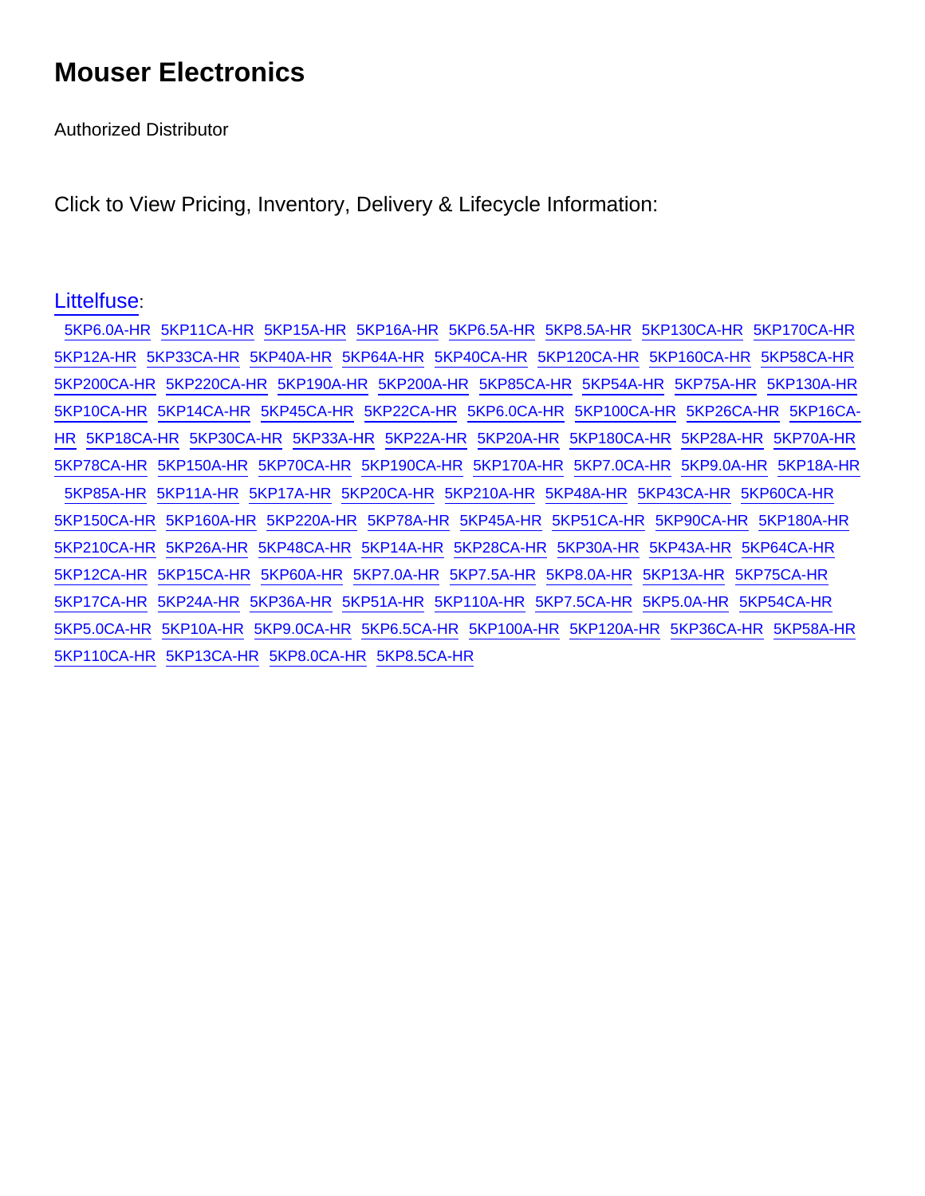# Mouser Electronics

Authorized Distributor

Click to View Pricing, Inventory, Delivery & Lifecycle Information:

Littelfuse:

5KP6.0A-HR 5KP11CA-HR 5KP15A-HR 5KP16A-HR 5KP6.5A-HR 5KP8.5A-HR 5KP130CA-HR 5KP170CA-HR 5KP12A-HR 5KP33CA-HR 5KP40A-HR 5KP64A-HR 5KP40CA-HR 5KP120CA-HR 5KP160CA-HR 5KP58CA-HR 5KP200CA-HR 5KP220CA-HR 5KP190A-HR 5KP200A-HR 5KP85CA-HR 5KP54A-HR 5KP75A-HR 5KP130A-HR 5KP10CA-HR 5KP14CA-HR 5KP45CA-HR 5KP22CA-HR 5KP6.0CA-HR 5KP100CA-HR 5KP26CA-HR 5KP16CA-HR 5KP18CA-HR 5KP30CA-HR 5KP33A-HR 5KP22A-HR 5KP20A-HR 5KP180CA-HR 5KP28A-HR 5KP70A-HR 5KP78CA-HR 5KP150A-HR 5KP70CA-HR 5KP190CA-HR 5KP170A-HR 5KP7.0CA-HR 5KP9.0A-HR 5KP18A-HR 5KP85A-HR 5KP11A-HR 5KP17A-HR 5KP20CA-HR 5KP210A-HR 5KP48A-HR 5KP43CA-HR 5KP60CA-HR 5KP150CA-HR 5KP160A-HR 5KP220A-HR 5KP78A-HR 5KP45A-HR 5KP51CA-HR 5KP90CA-HR 5KP180A-HR 5KP210CA-HR 5KP26A-HR 5KP48CA-HR 5KP14A-HR 5KP28CA-HR 5KP30A-HR 5KP43A-HR 5KP64CA-HR 5KP12CA-HR 5KP15CA-HR 5KP60A-HR 5KP7.0A-HR 5KP7.5A-HR 5KP8.0A-HR 5KP13A-HR 5KP75CA-HR 5KP17CA-HR 5KP24A-HR 5KP36A-HR 5KP51A-HR 5KP110A-HR 5KP7.5CA-HR 5KP5.0A-HR 5KP54CA-HR 5KP5.0CA-HR 5KP10A-HR 5KP9.0CA-HR 5KP6.5CA-HR 5KP100A-HR 5KP120A-HR 5KP36CA-HR 5KP58A-HR 5KP110CA-HR 5KP13CA-HR 5KP8.0CA-HR 5KP8.5CA-HR